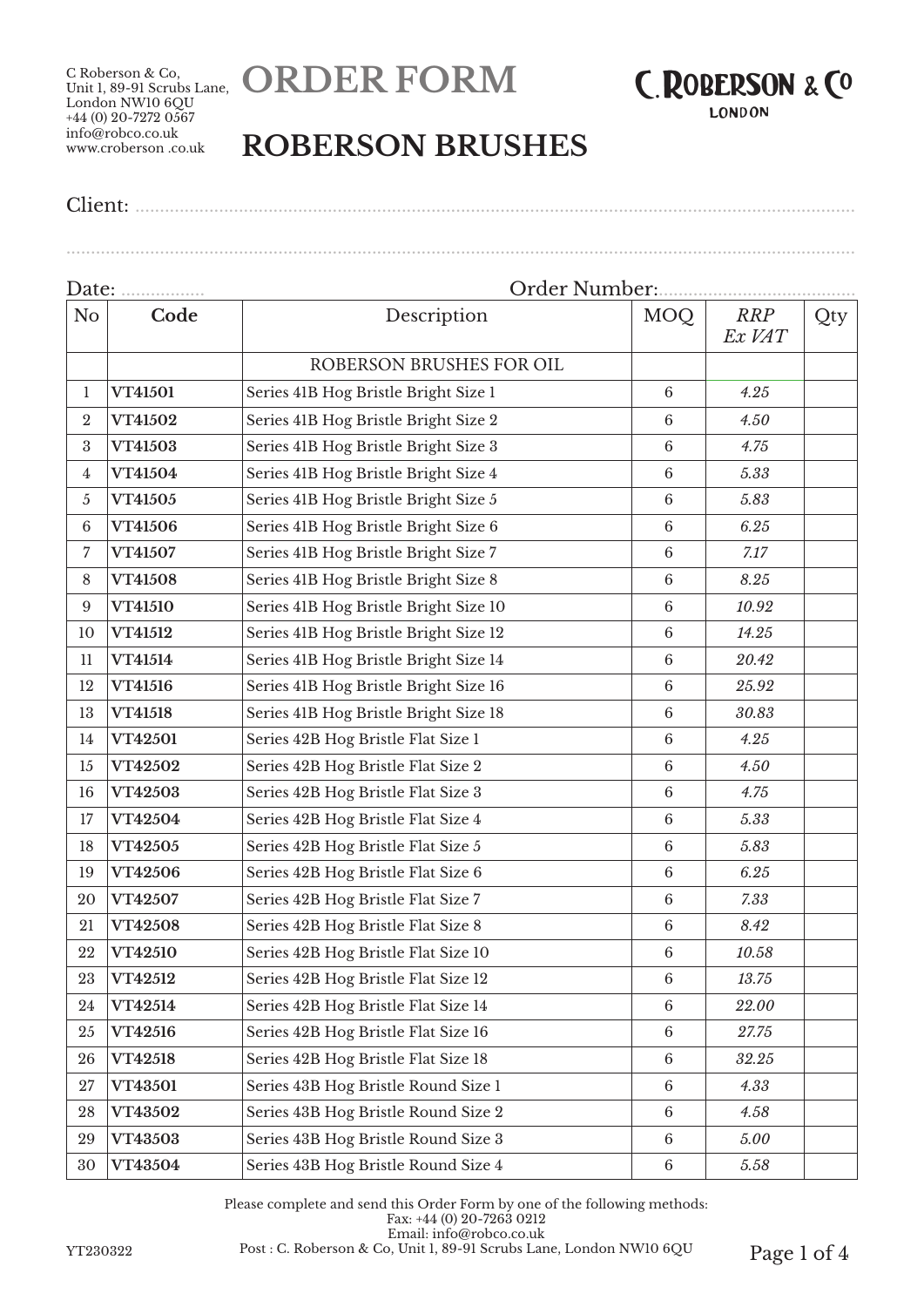C Roberson & Co,
Unit 1, 89-91 Scrubs Lane,
London NW10 6QU
+44 (0) 20-7272 0567
info@robco.co.uk
www.croberson .co.uk

# ORDER FORM

C. ROBERSON & CO
LONDON

# ROBERSON BRUSHES

Client: ..................................................................................................................................................

..............................................................................................................................................................

Date: ................ Order Number:......................................

| No | Code | Description | MOQ | *RRP Ex VAT* | Qty |
|---|---|---|---|---|---|
| | | ROBERSON BRUSHES FOR OIL | | | |
| 1 | **VT41501** | Series 41B Hog Bristle Bright Size 1 | 6 | *4.25* | |
| 2 | **VT41502** | Series 41B Hog Bristle Bright Size 2 | 6 | *4.50* | |
| 3 | **VT41503** | Series 41B Hog Bristle Bright Size 3 | 6 | *4.75* | |
| 4 | **VT41504** | Series 41B Hog Bristle Bright Size 4 | 6 | *5.33* | |
| 5 | **VT41505** | Series 41B Hog Bristle Bright Size 5 | 6 | *5.83* | |
| 6 | **VT41506** | Series 41B Hog Bristle Bright Size 6 | 6 | *6.25* | |
| 7 | **VT41507** | Series 41B Hog Bristle Bright Size 7 | 6 | *7.17* | |
| 8 | **VT41508** | Series 41B Hog Bristle Bright Size 8 | 6 | *8.25* | |
| 9 | **VT41510** | Series 41B Hog Bristle Bright Size 10 | 6 | *10.92* | |
| 10 | **VT41512** | Series 41B Hog Bristle Bright Size 12 | 6 | *14.25* | |
| 11 | **VT41514** | Series 41B Hog Bristle Bright Size 14 | 6 | *20.42* | |
| 12 | **VT41516** | Series 41B Hog Bristle Bright Size 16 | 6 | *25.92* | |
| 13 | **VT41518** | Series 41B Hog Bristle Bright Size 18 | 6 | *30.83* | |
| 14 | **VT42501** | Series 42B Hog Bristle Flat Size 1 | 6 | *4.25* | |
| 15 | **VT42502** | Series 42B Hog Bristle Flat Size 2 | 6 | *4.50* | |
| 16 | **VT42503** | Series 42B Hog Bristle Flat Size 3 | 6 | *4.75* | |
| 17 | **VT42504** | Series 42B Hog Bristle Flat Size 4 | 6 | *5.33* | |
| 18 | **VT42505** | Series 42B Hog Bristle Flat Size 5 | 6 | *5.83* | |
| 19 | **VT42506** | Series 42B Hog Bristle Flat Size 6 | 6 | *6.25* | |
| 20 | **VT42507** | Series 42B Hog Bristle Flat Size 7 | 6 | *7.33* | |
| 21 | **VT42508** | Series 42B Hog Bristle Flat Size 8 | 6 | *8.42* | |
| 22 | **VT42510** | Series 42B Hog Bristle Flat Size 10 | 6 | *10.58* | |
| 23 | **VT42512** | Series 42B Hog Bristle Flat Size 12 | 6 | *13.75* | |
| 24 | **VT42514** | Series 42B Hog Bristle Flat Size 14 | 6 | *22.00* | |
| 25 | **VT42516** | Series 42B Hog Bristle Flat Size 16 | 6 | *27.75* | |
| 26 | **VT42518** | Series 42B Hog Bristle Flat Size 18 | 6 | *32.25* | |
| 27 | **VT43501** | Series 43B Hog Bristle Round Size 1 | 6 | *4.33* | |
| 28 | **VT43502** | Series 43B Hog Bristle Round Size 2 | 6 | *4.58* | |
| 29 | **VT43503** | Series 43B Hog Bristle Round Size 3 | 6 | *5.00* | |
| 30 | **VT43504** | Series 43B Hog Bristle Round Size 4 | 6 | *5.58* | |

Please complete and send this Order Form by one of the following methods:
Fax: +44 (0) 20-7263 0212
Email: info@robco.co.uk
Post : C. Roberson & Co, Unit 1, 89-91 Scrubs Lane, London NW10 6QU

YT230322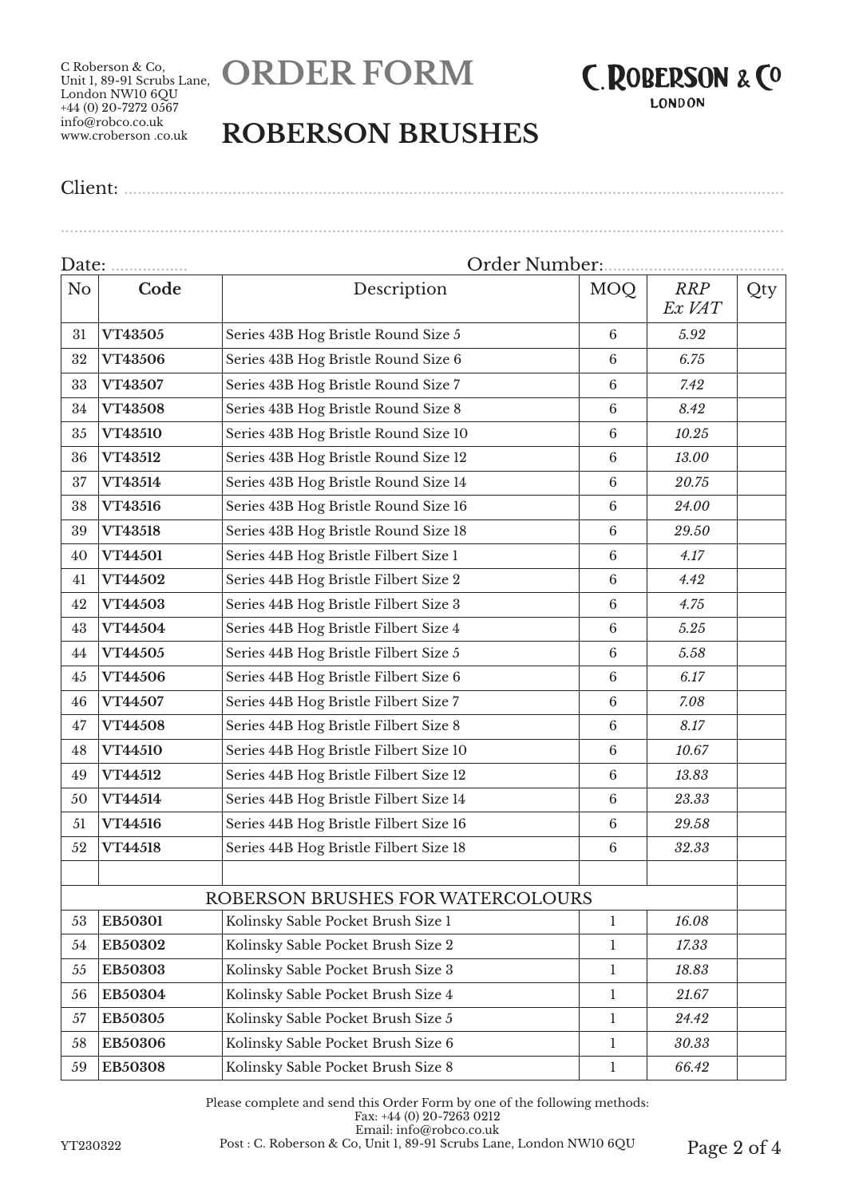C Roberson & Co,
Unit 1, 89-91 Scrubs Lane,
London NW10 6QU
+44 (0) 20-7272 0567
info@robco.co.uk
www.croberson .co.uk

# ORDER FORM

C.ROBERSON & Co
LONDON

# ROBERSON BRUSHES

Client: ..................................................................................................................................

..............................................................................................................................................

Date: ................. Order Number:.......................................

| No | Code | Description | MOQ | *RRP Ex VAT* | Qty |
|---|---|---|---|---|---|
| 31 | **VT43505** | Series 43B Hog Bristle Round Size 5 | 6 | *5.92* | |
| 32 | **VT43506** | Series 43B Hog Bristle Round Size 6 | 6 | *6.75* | |
| 33 | **VT43507** | Series 43B Hog Bristle Round Size 7 | 6 | *7.42* | |
| 34 | **VT43508** | Series 43B Hog Bristle Round Size 8 | 6 | *8.42* | |
| 35 | **VT43510** | Series 43B Hog Bristle Round Size 10 | 6 | *10.25* | |
| 36 | **VT43512** | Series 43B Hog Bristle Round Size 12 | 6 | *13.00* | |
| 37 | **VT43514** | Series 43B Hog Bristle Round Size 14 | 6 | *20.75* | |
| 38 | **VT43516** | Series 43B Hog Bristle Round Size 16 | 6 | *24.00* | |
| 39 | **VT43518** | Series 43B Hog Bristle Round Size 18 | 6 | *29.50* | |
| 40 | **VT44501** | Series 44B Hog Bristle Filbert Size 1 | 6 | *4.17* | |
| 41 | **VT44502** | Series 44B Hog Bristle Filbert Size 2 | 6 | *4.42* | |
| 42 | **VT44503** | Series 44B Hog Bristle Filbert Size 3 | 6 | *4.75* | |
| 43 | **VT44504** | Series 44B Hog Bristle Filbert Size 4 | 6 | *5.25* | |
| 44 | **VT44505** | Series 44B Hog Bristle Filbert Size 5 | 6 | *5.58* | |
| 45 | **VT44506** | Series 44B Hog Bristle Filbert Size 6 | 6 | *6.17* | |
| 46 | **VT44507** | Series 44B Hog Bristle Filbert Size 7 | 6 | *7.08* | |
| 47 | **VT44508** | Series 44B Hog Bristle Filbert Size 8 | 6 | *8.17* | |
| 48 | **VT44510** | Series 44B Hog Bristle Filbert Size 10 | 6 | *10.67* | |
| 49 | **VT44512** | Series 44B Hog Bristle Filbert Size 12 | 6 | *13.83* | |
| 50 | **VT44514** | Series 44B Hog Bristle Filbert Size 14 | 6 | *23.33* | |
| 51 | **VT44516** | Series 44B Hog Bristle Filbert Size 16 | 6 | *29.58* | |
| 52 | **VT44518** | Series 44B Hog Bristle Filbert Size 18 | 6 | *32.33* | |
| | | | | | |
| | | ROBERSON BRUSHES FOR WATERCOLOURS | | | |
| 53 | **EB50301** | Kolinsky Sable Pocket Brush Size 1 | 1 | *16.08* | |
| 54 | **EB50302** | Kolinsky Sable Pocket Brush Size 2 | 1 | *17.33* | |
| 55 | **EB50303** | Kolinsky Sable Pocket Brush Size 3 | 1 | *18.83* | |
| 56 | **EB50304** | Kolinsky Sable Pocket Brush Size 4 | 1 | *21.67* | |
| 57 | **EB50305** | Kolinsky Sable Pocket Brush Size 5 | 1 | *24.42* | |
| 58 | **EB50306** | Kolinsky Sable Pocket Brush Size 6 | 1 | *30.33* | |
| 59 | **EB50308** | Kolinsky Sable Pocket Brush Size 8 | 1 | *66.42* | |

Please complete and send this Order Form by one of the following methods:
Fax: +44 (0) 20-7263 0212
Email: info@robco.co.uk
Post : C. Roberson & Co, Unit 1, 89-91 Scrubs Lane, London NW10 6QU

YT230322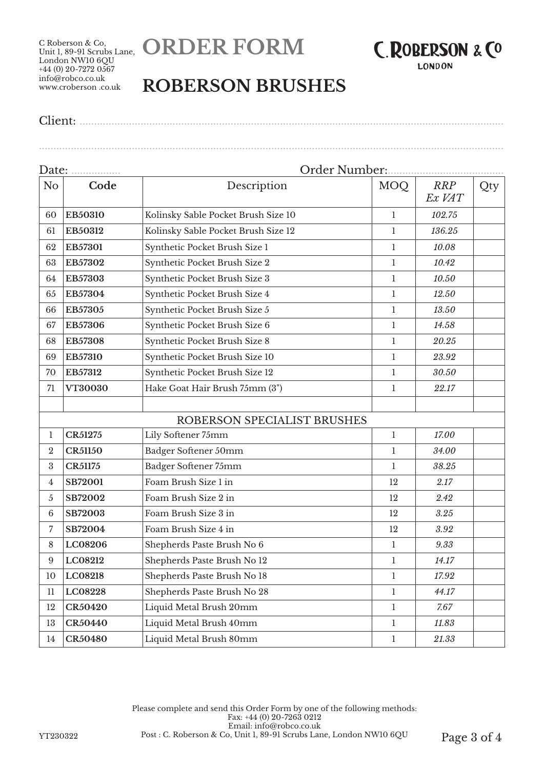C Roberson & Co,
Unit 1, 89-91 Scrubs Lane,
London NW10 6QU
+44 (0) 20-7272 0567
info@robco.co.uk
www.croberson .co.uk

# ORDER FORM

C.ROBERSON & CO
LONDON

## ROBERSON BRUSHES

Client: ..........................................................................................................................................

..........................................................................................................................................................

Date: ................. Order Number:.......................................

| No | Code | Description | MOQ | *RRP Ex VAT* | Qty |
|---|---|---|---|---|---|
| 60 | **EB50310** | Kolinsky Sable Pocket Brush Size 10 | 1 | *102.75* | |
| 61 | **EB50312** | Kolinsky Sable Pocket Brush Size 12 | 1 | *136.25* | |
| 62 | **EB57301** | Synthetic Pocket Brush Size 1 | 1 | *10.08* | |
| 63 | **EB57302** | Synthetic Pocket Brush Size 2 | 1 | *10.42* | |
| 64 | **EB57303** | Synthetic Pocket Brush Size 3 | 1 | *10.50* | |
| 65 | **EB57304** | Synthetic Pocket Brush Size 4 | 1 | *12.50* | |
| 66 | **EB57305** | Synthetic Pocket Brush Size 5 | 1 | *13.50* | |
| 67 | **EB57306** | Synthetic Pocket Brush Size 6 | 1 | *14.58* | |
| 68 | **EB57308** | Synthetic Pocket Brush Size 8 | 1 | *20.25* | |
| 69 | **EB57310** | Synthetic Pocket Brush Size 10 | 1 | *23.92* | |
| 70 | **EB57312** | Synthetic Pocket Brush Size 12 | 1 | *30.50* | |
| 71 | **VT30030** | Hake Goat Hair Brush 75mm (3") | 1 | *22.17* | |
| | | | | | |
| | | ROBERSON SPECIALIST BRUSHES | | | |
| 1 | **CR51275** | Lily Softener 75mm | 1 | *17.00* | |
| 2 | **CR51150** | Badger Softener 50mm | 1 | *34.00* | |
| 3 | **CR51175** | Badger Softener 75mm | 1 | *38.25* | |
| 4 | **SB72001** | Foam Brush Size 1 in | 12 | *2.17* | |
| 5 | **SB72002** | Foam Brush Size 2 in | 12 | *2.42* | |
| 6 | **SB72003** | Foam Brush Size 3 in | 12 | *3.25* | |
| 7 | **SB72004** | Foam Brush Size 4 in | 12 | *3.92* | |
| 8 | **LC08206** | Shepherds Paste Brush No 6 | 1 | *9.33* | |
| 9 | **LC08212** | Shepherds Paste Brush No 12 | 1 | *14.17* | |
| 10 | **LC08218** | Shepherds Paste Brush No 18 | 1 | *17.92* | |
| 11 | **LC08228** | Shepherds Paste Brush No 28 | 1 | *44.17* | |
| 12 | **CR50420** | Liquid Metal Brush 20mm | 1 | *7.67* | |
| 13 | **CR50440** | Liquid Metal Brush 40mm | 1 | *11.83* | |
| 14 | **CR50480** | Liquid Metal Brush 80mm | 1 | *21.33* | |

Please complete and send this Order Form by one of the following methods:
Fax: +44 (0) 20-7263 0212
Email: info@robco.co.uk
Post : C. Roberson & Co, Unit 1, 89-91 Scrubs Lane, London NW10 6QU

YT230322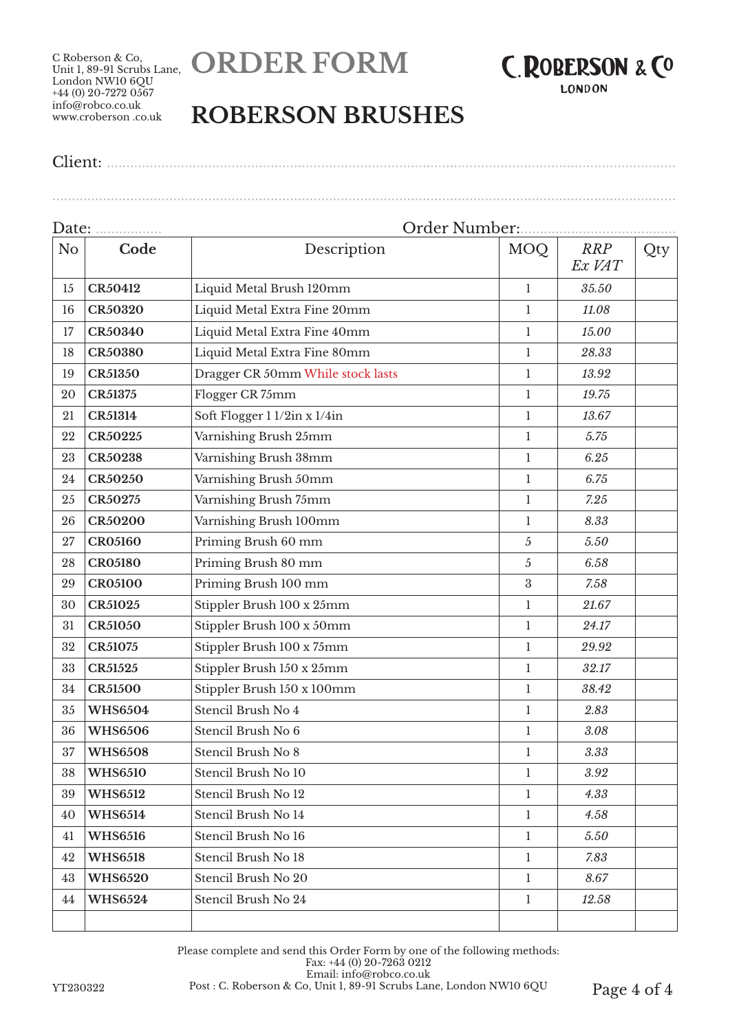C Roberson & Co,
Unit 1, 89-91 Scrubs Lane,
London NW10 6QU
+44 (0) 20-7272 0567
info@robco.co.uk
www.croberson .co.uk

# ORDER FORM

C.ROBERSON & Co
LONDON

## ROBERSON BRUSHES

Client: ..................................................................................................................................

..................................................................................................................................................

Date: ................. Order Number:.......................................

| No | Code | Description | MOQ | *RRP Ex VAT* | Qty |
|---|---|---|---|---|---|
| 15 | **CR50412** | Liquid Metal Brush 120mm | 1 | *35.50* | |
| 16 | **CR50320** | Liquid Metal Extra Fine 20mm | 1 | *11.08* | |
| 17 | **CR50340** | Liquid Metal Extra Fine 40mm | 1 | *15.00* | |
| 18 | **CR50380** | Liquid Metal Extra Fine 80mm | 1 | *28.33* | |
| 19 | **CR51350** | Dragger CR 50mm While stock lasts | 1 | *13.92* | |
| 20 | **CR51375** | Flogger CR 75mm | 1 | *19.75* | |
| 21 | **CR51314** | Soft Flogger 1 1/2in x 1/4in | 1 | *13.67* | |
| 22 | **CR50225** | Varnishing Brush 25mm | 1 | *5.75* | |
| 23 | **CR50238** | Varnishing Brush 38mm | 1 | *6.25* | |
| 24 | **CR50250** | Varnishing Brush 50mm | 1 | *6.75* | |
| 25 | **CR50275** | Varnishing Brush 75mm | 1 | *7.25* | |
| 26 | **CR50200** | Varnishing Brush 100mm | 1 | *8.33* | |
| 27 | **CR05160** | Priming Brush 60 mm | *5* | *5.50* | |
| 28 | **CR05180** | Priming Brush 80 mm | *5* | *6.58* | |
| 29 | **CR05100** | Priming Brush 100 mm | 3 | *7.58* | |
| 30 | **CR51025** | Stippler Brush 100 x 25mm | 1 | *21.67* | |
| 31 | **CR51050** | Stippler Brush 100 x 50mm | 1 | *24.17* | |
| 32 | **CR51075** | Stippler Brush 100 x 75mm | 1 | *29.92* | |
| 33 | **CR51525** | Stippler Brush 150 x 25mm | 1 | *32.17* | |
| 34 | **CR51500** | Stippler Brush 150 x 100mm | 1 | *38.42* | |
| 35 | **WHS6504** | Stencil Brush No 4 | 1 | *2.83* | |
| 36 | **WHS6506** | Stencil Brush No 6 | 1 | *3.08* | |
| 37 | **WHS6508** | Stencil Brush No 8 | 1 | *3.33* | |
| 38 | **WHS6510** | Stencil Brush No 10 | 1 | *3.92* | |
| 39 | **WHS6512** | Stencil Brush No 12 | 1 | *4.33* | |
| 40 | **WHS6514** | Stencil Brush No 14 | 1 | *4.58* | |
| 41 | **WHS6516** | Stencil Brush No 16 | 1 | *5.50* | |
| 42 | **WHS6518** | Stencil Brush No 18 | 1 | *7.83* | |
| 43 | **WHS6520** | Stencil Brush No 20 | 1 | *8.67* | |
| 44 | **WHS6524** | Stencil Brush No 24 | 1 | *12.58* | |
| | | | | | |

Please complete and send this Order Form by one of the following methods:
Fax: +44 (0) 20-7263 0212
Email: info@robco.co.uk
Post : C. Roberson & Co, Unit 1, 89-91 Scrubs Lane, London NW10 6QU

YT230322